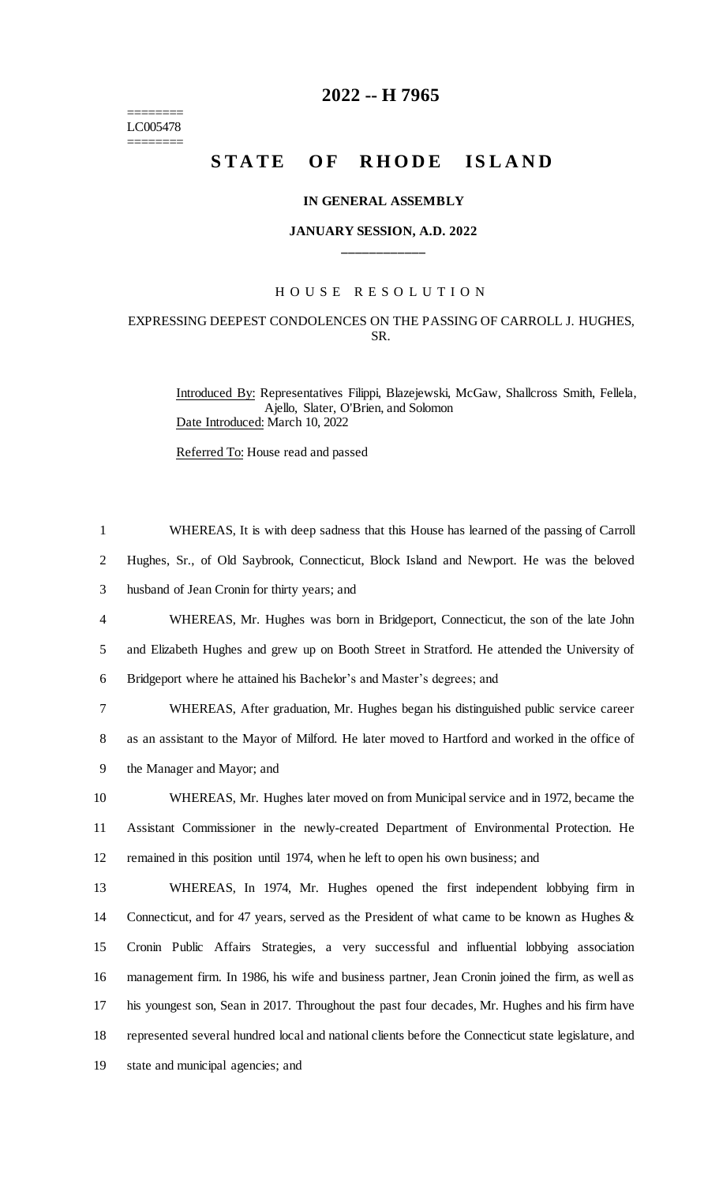# 2022 -- H 7965

========
LC005478
========

# STATE OF RHODE ISLAND

**IN GENERAL ASSEMBLY**

**JANUARY SESSION, A.D. 2022**

\_\_\_\_\_\_\_\_\_\_\_\_

H O U S E   R E S O L U T I O N

EXPRESSING DEEPEST CONDOLENCES ON THE PASSING OF CARROLL J. HUGHES, SR.

Introduced By: Representatives Filippi, Blazejewski, McGaw, Shallcross Smith, Fellela, Ajello, Slater, O'Brien, and Solomon
Date Introduced: March 10, 2022

Referred To: House read and passed

1 WHEREAS, It is with deep sadness that this House has learned of the passing of Carroll
2 Hughes, Sr., of Old Saybrook, Connecticut, Block Island and Newport. He was the beloved
3 husband of Jean Cronin for thirty years; and
4 WHEREAS, Mr. Hughes was born in Bridgeport, Connecticut, the son of the late John
5 and Elizabeth Hughes and grew up on Booth Street in Stratford. He attended the University of
6 Bridgeport where he attained his Bachelor's and Master's degrees; and
7 WHEREAS, After graduation, Mr. Hughes began his distinguished public service career
8 as an assistant to the Mayor of Milford. He later moved to Hartford and worked in the office of
9 the Manager and Mayor; and
10 WHEREAS, Mr. Hughes later moved on from Municipal service and in 1972, became the
11 Assistant Commissioner in the newly-created Department of Environmental Protection. He
12 remained in this position until 1974, when he left to open his own business; and
13 WHEREAS, In 1974, Mr. Hughes opened the first independent lobbying firm in
14 Connecticut, and for 47 years, served as the President of what came to be known as Hughes &
15 Cronin Public Affairs Strategies, a very successful and influential lobbying association
16 management firm. In 1986, his wife and business partner, Jean Cronin joined the firm, as well as
17 his youngest son, Sean in 2017. Throughout the past four decades, Mr. Hughes and his firm have
18 represented several hundred local and national clients before the Connecticut state legislature, and
19 state and municipal agencies; and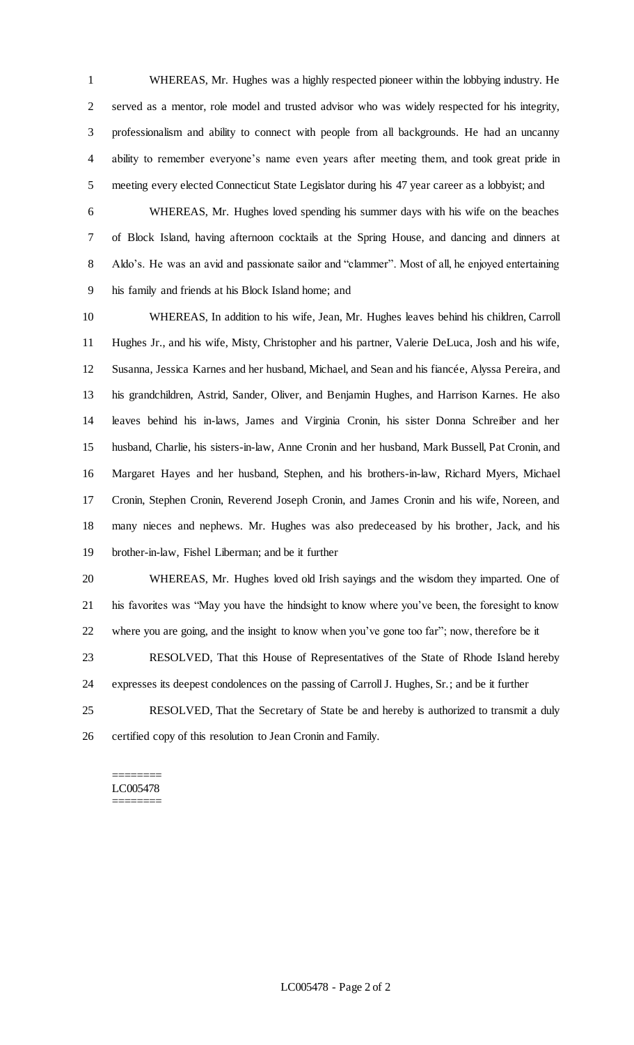WHEREAS, Mr. Hughes was a highly respected pioneer within the lobbying industry. He served as a mentor, role model and trusted advisor who was widely respected for his integrity, professionalism and ability to connect with people from all backgrounds. He had an uncanny ability to remember everyone's name even years after meeting them, and took great pride in meeting every elected Connecticut State Legislator during his 47 year career as a lobbyist; and

WHEREAS, Mr. Hughes loved spending his summer days with his wife on the beaches of Block Island, having afternoon cocktails at the Spring House, and dancing and dinners at Aldo's. He was an avid and passionate sailor and "clammer". Most of all, he enjoyed entertaining his family and friends at his Block Island home; and

WHEREAS, In addition to his wife, Jean, Mr. Hughes leaves behind his children, Carroll Hughes Jr., and his wife, Misty, Christopher and his partner, Valerie DeLuca, Josh and his wife, Susanna, Jessica Karnes and her husband, Michael, and Sean and his fiancée, Alyssa Pereira, and his grandchildren, Astrid, Sander, Oliver, and Benjamin Hughes, and Harrison Karnes. He also leaves behind his in-laws, James and Virginia Cronin, his sister Donna Schreiber and her husband, Charlie, his sisters-in-law, Anne Cronin and her husband, Mark Bussell, Pat Cronin, and Margaret Hayes and her husband, Stephen, and his brothers-in-law, Richard Myers, Michael Cronin, Stephen Cronin, Reverend Joseph Cronin, and James Cronin and his wife, Noreen, and many nieces and nephews. Mr. Hughes was also predeceased by his brother, Jack, and his brother-in-law, Fishel Liberman; and be it further

WHEREAS, Mr. Hughes loved old Irish sayings and the wisdom they imparted. One of his favorites was "May you have the hindsight to know where you've been, the foresight to know where you are going, and the insight to know when you've gone too far"; now, therefore be it

RESOLVED, That this House of Representatives of the State of Rhode Island hereby expresses its deepest condolences on the passing of Carroll J. Hughes, Sr.; and be it further

RESOLVED, That the Secretary of State be and hereby is authorized to transmit a duly certified copy of this resolution to Jean Cronin and Family.

========
LC005478
========